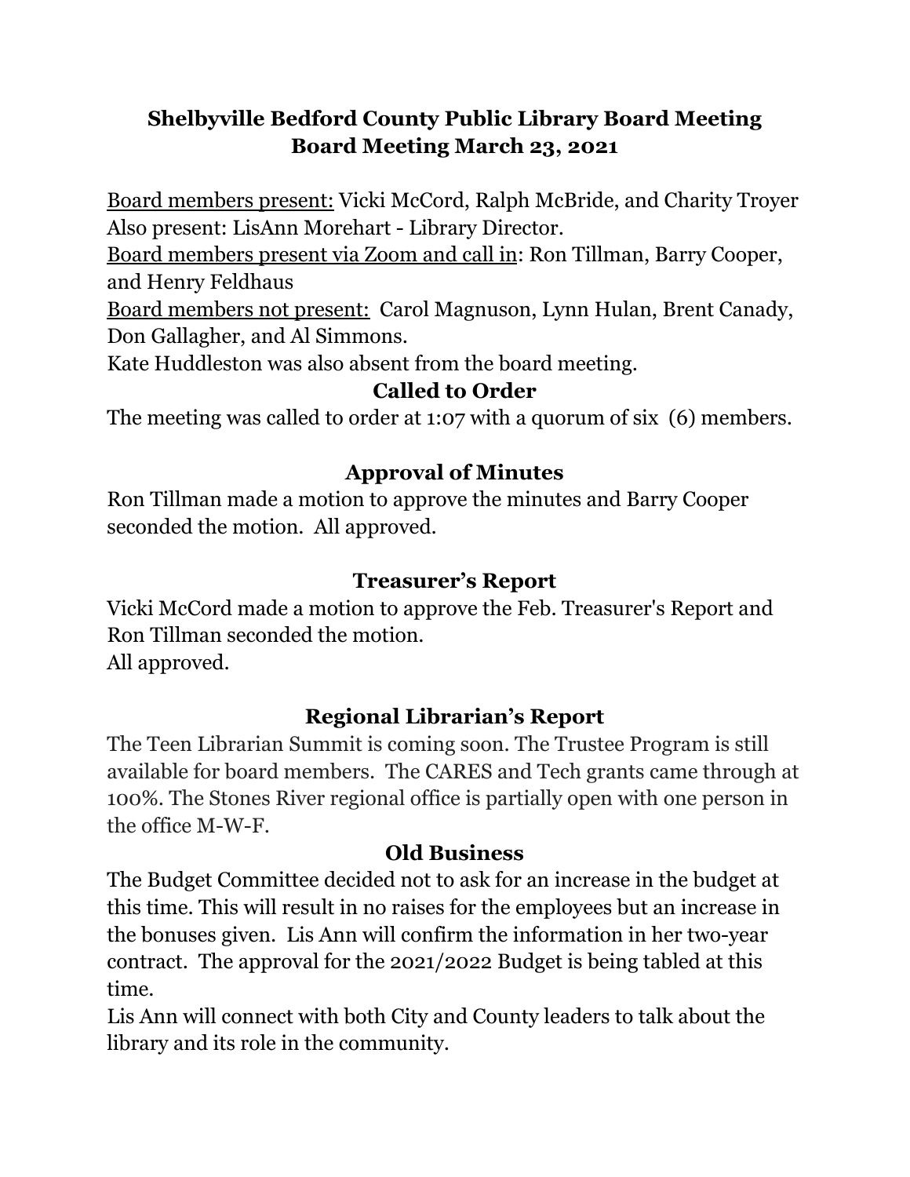# Shelbyville Bedford County Public Library Board Meeting
## Board Meeting March 23, 2021

Board members present: Vicki McCord, Ralph McBride, and Charity Troyer
Also present: LisAnn Morehart - Library Director.
Board members present via Zoom and call in: Ron Tillman, Barry Cooper, and Henry Feldhaus
Board members not present: Carol Magnuson, Lynn Hulan, Brent Canady, Don Gallagher, and Al Simmons.
Kate Huddleston was also absent from the board meeting.

### Called to Order

The meeting was called to order at 1:07 with a quorum of six (6) members.

### Approval of Minutes

Ron Tillman made a motion to approve the minutes and Barry Cooper seconded the motion. All approved.

### Treasurer's Report

Vicki McCord made a motion to approve the Feb. Treasurer's Report and Ron Tillman seconded the motion.
All approved.

### Regional Librarian's Report

The Teen Librarian Summit is coming soon. The Trustee Program is still available for board members. The CARES and Tech grants came through at 100%. The Stones River regional office is partially open with one person in the office M-W-F.

### Old Business

The Budget Committee decided not to ask for an increase in the budget at this time. This will result in no raises for the employees but an increase in the bonuses given. Lis Ann will confirm the information in her two-year contract. The approval for the 2021/2022 Budget is being tabled at this time.
Lis Ann will connect with both City and County leaders to talk about the library and its role in the community.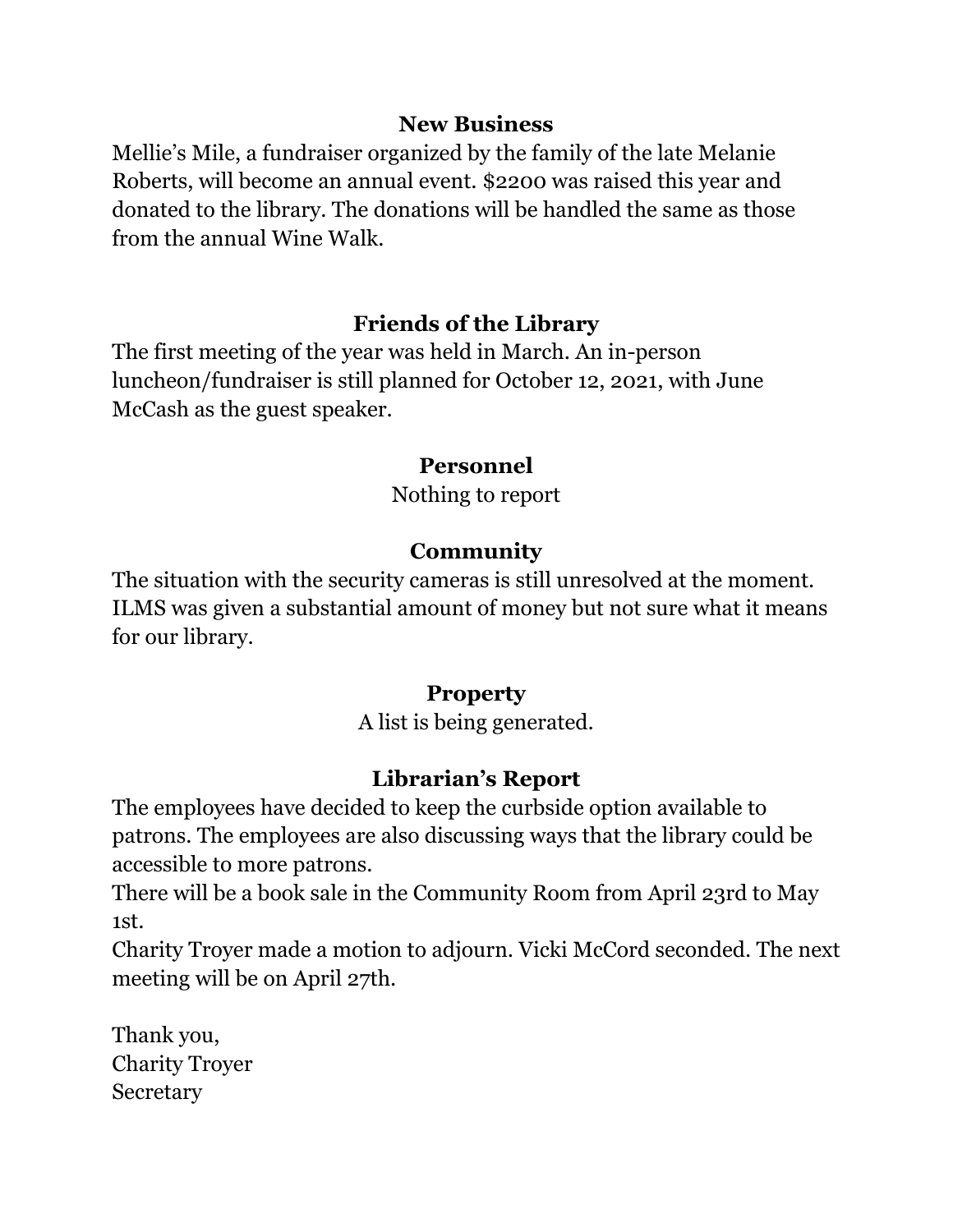## New Business

Mellie's Mile, a fundraiser organized by the family of the late Melanie Roberts, will become an annual event. $2200 was raised this year and donated to the library. The donations will be handled the same as those from the annual Wine Walk.

## Friends of the Library

The first meeting of the year was held in March. An in-person luncheon/fundraiser is still planned for October 12, 2021, with June McCash as the guest speaker.

## Personnel

Nothing to report

## Community

The situation with the security cameras is still unresolved at the moment. ILMS was given a substantial amount of money but not sure what it means for our library.

## Property

A list is being generated.

## Librarian's Report

The employees have decided to keep the curbside option available to patrons. The employees are also discussing ways that the library could be accessible to more patrons.

There will be a book sale in the Community Room from April 23rd to May 1st.

Charity Troyer made a motion to adjourn. Vicki McCord seconded. The next meeting will be on April 27th.

Thank you,
Charity Troyer
Secretary